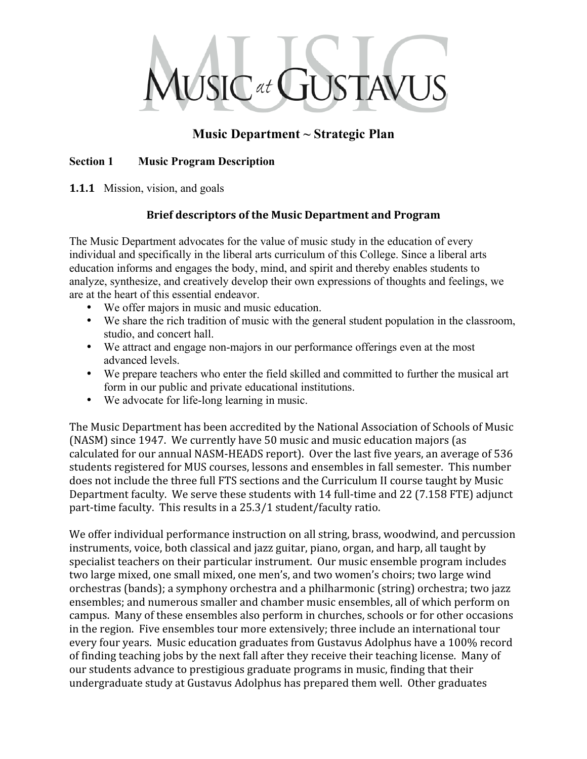# MUSIC at GUSTAVUS

## Music Department ~ Strategic Plan

**Section 1 Music Program Description**

**1.1.1** Mission, vision, and goals

### Brief descriptors of the Music Department and Program

The Music Department advocates for the value of music study in the education of every individual and specifically in the liberal arts curriculum of this College. Since a liberal arts education informs and engages the body, mind, and spirit and thereby enables students to analyze, synthesize, and creatively develop their own expressions of thoughts and feelings, we are at the heart of this essential endeavor.

- We offer majors in music and music education.
- We share the rich tradition of music with the general student population in the classroom, studio, and concert hall.
- We attract and engage non-majors in our performance offerings even at the most advanced levels.
- We prepare teachers who enter the field skilled and committed to further the musical art form in our public and private educational institutions.
- We advocate for life-long learning in music.

The Music Department has been accredited by the National Association of Schools of Music (NASM) since 1947. We currently have 50 music and music education majors (as calculated for our annual NASM-HEADS report). Over the last five years, an average of 536 students registered for MUS courses, lessons and ensembles in fall semester. This number does not include the three full FTS sections and the Curriculum II course taught by Music Department faculty. We serve these students with 14 full-time and 22 (7.158 FTE) adjunct part-time faculty. This results in a 25.3/1 student/faculty ratio.

We offer individual performance instruction on all string, brass, woodwind, and percussion instruments, voice, both classical and jazz guitar, piano, organ, and harp, all taught by specialist teachers on their particular instrument. Our music ensemble program includes two large mixed, one small mixed, one men's, and two women's choirs; two large wind orchestras (bands); a symphony orchestra and a philharmonic (string) orchestra; two jazz ensembles; and numerous smaller and chamber music ensembles, all of which perform on campus. Many of these ensembles also perform in churches, schools or for other occasions in the region. Five ensembles tour more extensively; three include an international tour every four years. Music education graduates from Gustavus Adolphus have a 100% record of finding teaching jobs by the next fall after they receive their teaching license. Many of our students advance to prestigious graduate programs in music, finding that their undergraduate study at Gustavus Adolphus has prepared them well. Other graduates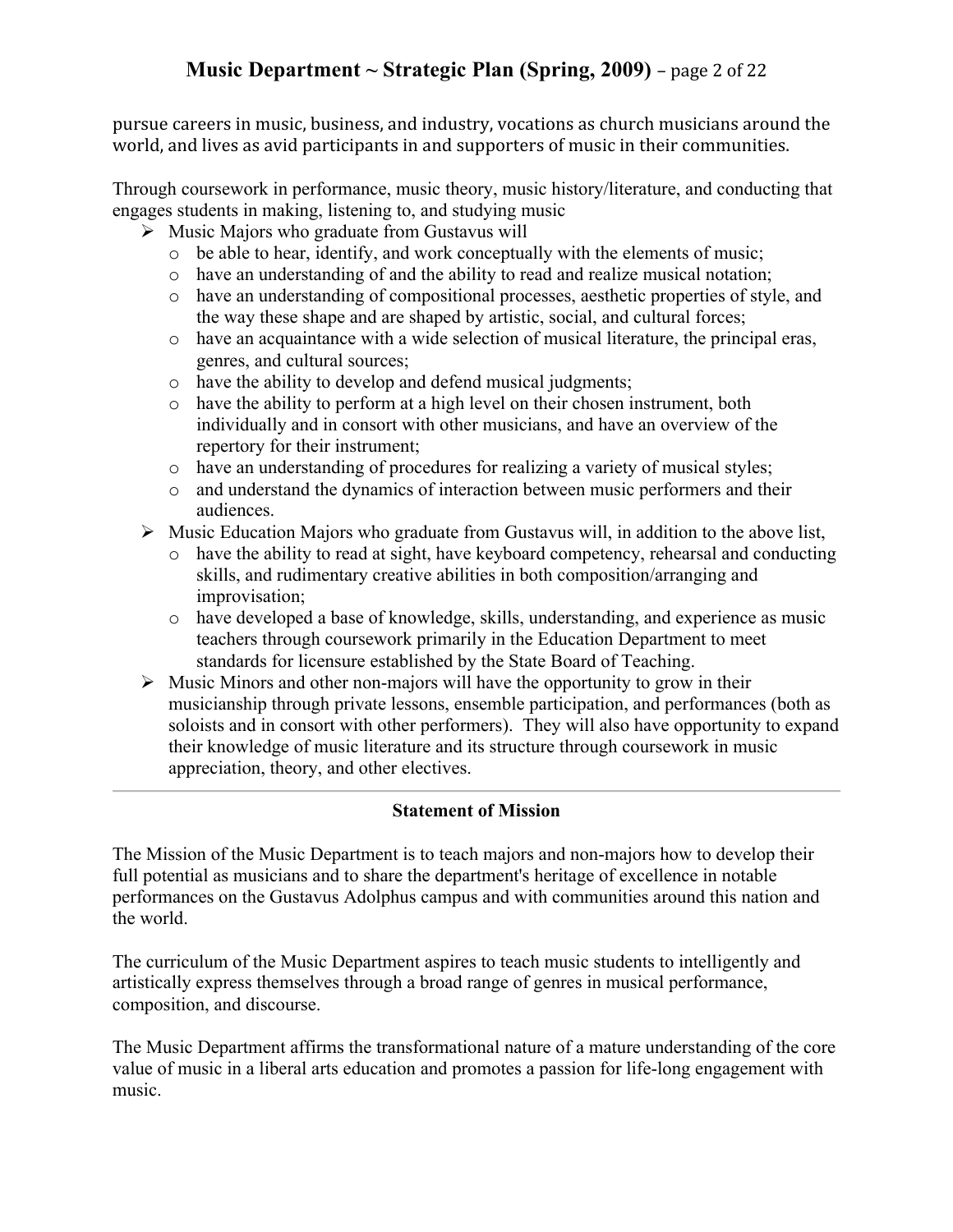pursue careers in music, business, and industry, vocations as church musicians around the world, and lives as avid participants in and supporters of music in their communities.

Through coursework in performance, music theory, music history/literature, and conducting that engages students in making, listening to, and studying music

- Music Majors who graduate from Gustavus will
  - be able to hear, identify, and work conceptually with the elements of music;
  - have an understanding of and the ability to read and realize musical notation;
  - have an understanding of compositional processes, aesthetic properties of style, and the way these shape and are shaped by artistic, social, and cultural forces;
  - have an acquaintance with a wide selection of musical literature, the principal eras, genres, and cultural sources;
  - have the ability to develop and defend musical judgments;
  - have the ability to perform at a high level on their chosen instrument, both individually and in consort with other musicians, and have an overview of the repertory for their instrument;
  - have an understanding of procedures for realizing a variety of musical styles;
  - and understand the dynamics of interaction between music performers and their audiences.
- Music Education Majors who graduate from Gustavus will, in addition to the above list,
  - have the ability to read at sight, have keyboard competency, rehearsal and conducting skills, and rudimentary creative abilities in both composition/arranging and improvisation;
  - have developed a base of knowledge, skills, understanding, and experience as music teachers through coursework primarily in the Education Department to meet standards for licensure established by the State Board of Teaching.
- Music Minors and other non-majors will have the opportunity to grow in their musicianship through private lessons, ensemble participation, and performances (both as soloists and in consort with other performers). They will also have opportunity to expand their knowledge of music literature and its structure through coursework in music appreciation, theory, and other electives.

---

**Statement of Mission**

The Mission of the Music Department is to teach majors and non-majors how to develop their full potential as musicians and to share the department's heritage of excellence in notable performances on the Gustavus Adolphus campus and with communities around this nation and the world.

The curriculum of the Music Department aspires to teach music students to intelligently and artistically express themselves through a broad range of genres in musical performance, composition, and discourse.

The Music Department affirms the transformational nature of a mature understanding of the core value of music in a liberal arts education and promotes a passion for life-long engagement with music.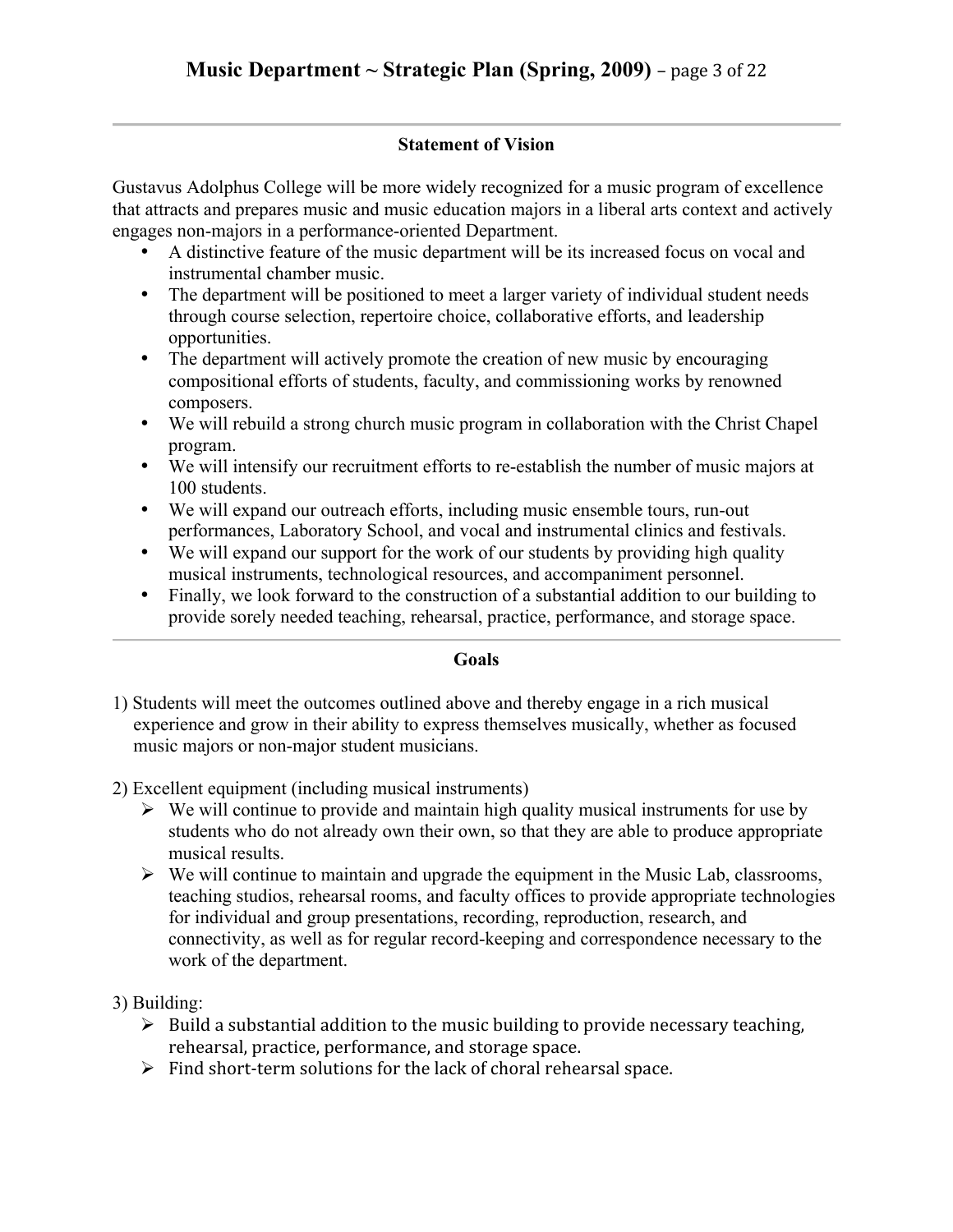## Statement of Vision

Gustavus Adolphus College will be more widely recognized for a music program of excellence that attracts and prepares music and music education majors in a liberal arts context and actively engages non-majors in a performance-oriented Department.

- A distinctive feature of the music department will be its increased focus on vocal and instrumental chamber music.
- The department will be positioned to meet a larger variety of individual student needs through course selection, repertoire choice, collaborative efforts, and leadership opportunities.
- The department will actively promote the creation of new music by encouraging compositional efforts of students, faculty, and commissioning works by renowned composers.
- We will rebuild a strong church music program in collaboration with the Christ Chapel program.
- We will intensify our recruitment efforts to re-establish the number of music majors at 100 students.
- We will expand our outreach efforts, including music ensemble tours, run-out performances, Laboratory School, and vocal and instrumental clinics and festivals.
- We will expand our support for the work of our students by providing high quality musical instruments, technological resources, and accompaniment personnel.
- Finally, we look forward to the construction of a substantial addition to our building to provide sorely needed teaching, rehearsal, practice, performance, and storage space.

## Goals

1) Students will meet the outcomes outlined above and thereby engage in a rich musical experience and grow in their ability to express themselves musically, whether as focused music majors or non-major student musicians.

2) Excellent equipment (including musical instruments)
   - We will continue to provide and maintain high quality musical instruments for use by students who do not already own their own, so that they are able to produce appropriate musical results.
   - We will continue to maintain and upgrade the equipment in the Music Lab, classrooms, teaching studios, rehearsal rooms, and faculty offices to provide appropriate technologies for individual and group presentations, recording, reproduction, research, and connectivity, as well as for regular record-keeping and correspondence necessary to the work of the department.

3) Building:
   - Build a substantial addition to the music building to provide necessary teaching, rehearsal, practice, performance, and storage space.
   - Find short-term solutions for the lack of choral rehearsal space.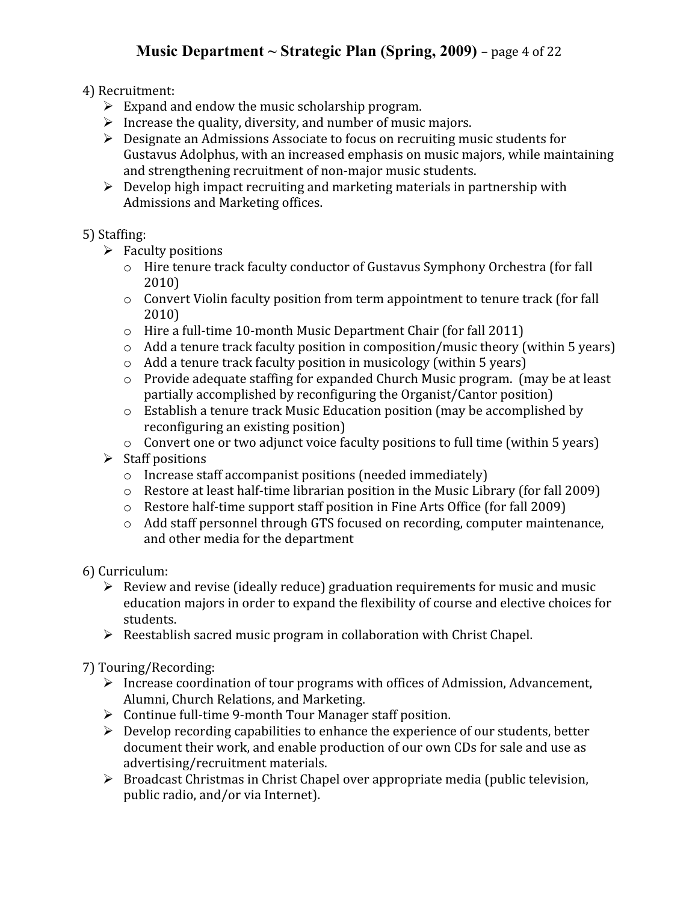4) Recruitment:

- Expand and endow the music scholarship program.
- Increase the quality, diversity, and number of music majors.
- Designate an Admissions Associate to focus on recruiting music students for Gustavus Adolphus, with an increased emphasis on music majors, while maintaining and strengthening recruitment of non-major music students.
- Develop high impact recruiting and marketing materials in partnership with Admissions and Marketing offices.

5) Staffing:

- Faculty positions
  - Hire tenure track faculty conductor of Gustavus Symphony Orchestra (for fall 2010)
  - Convert Violin faculty position from term appointment to tenure track (for fall 2010)
  - Hire a full-time 10-month Music Department Chair (for fall 2011)
  - Add a tenure track faculty position in composition/music theory (within 5 years)
  - Add a tenure track faculty position in musicology (within 5 years)
  - Provide adequate staffing for expanded Church Music program. (may be at least partially accomplished by reconfiguring the Organist/Cantor position)
  - Establish a tenure track Music Education position (may be accomplished by reconfiguring an existing position)
  - Convert one or two adjunct voice faculty positions to full time (within 5 years)
- Staff positions
  - Increase staff accompanist positions (needed immediately)
  - Restore at least half-time librarian position in the Music Library (for fall 2009)
  - Restore half-time support staff position in Fine Arts Office (for fall 2009)
  - Add staff personnel through GTS focused on recording, computer maintenance, and other media for the department

6) Curriculum:

- Review and revise (ideally reduce) graduation requirements for music and music education majors in order to expand the flexibility of course and elective choices for students.
- Reestablish sacred music program in collaboration with Christ Chapel.

7) Touring/Recording:

- Increase coordination of tour programs with offices of Admission, Advancement, Alumni, Church Relations, and Marketing.
- Continue full-time 9-month Tour Manager staff position.
- Develop recording capabilities to enhance the experience of our students, better document their work, and enable production of our own CDs for sale and use as advertising/recruitment materials.
- Broadcast Christmas in Christ Chapel over appropriate media (public television, public radio, and/or via Internet).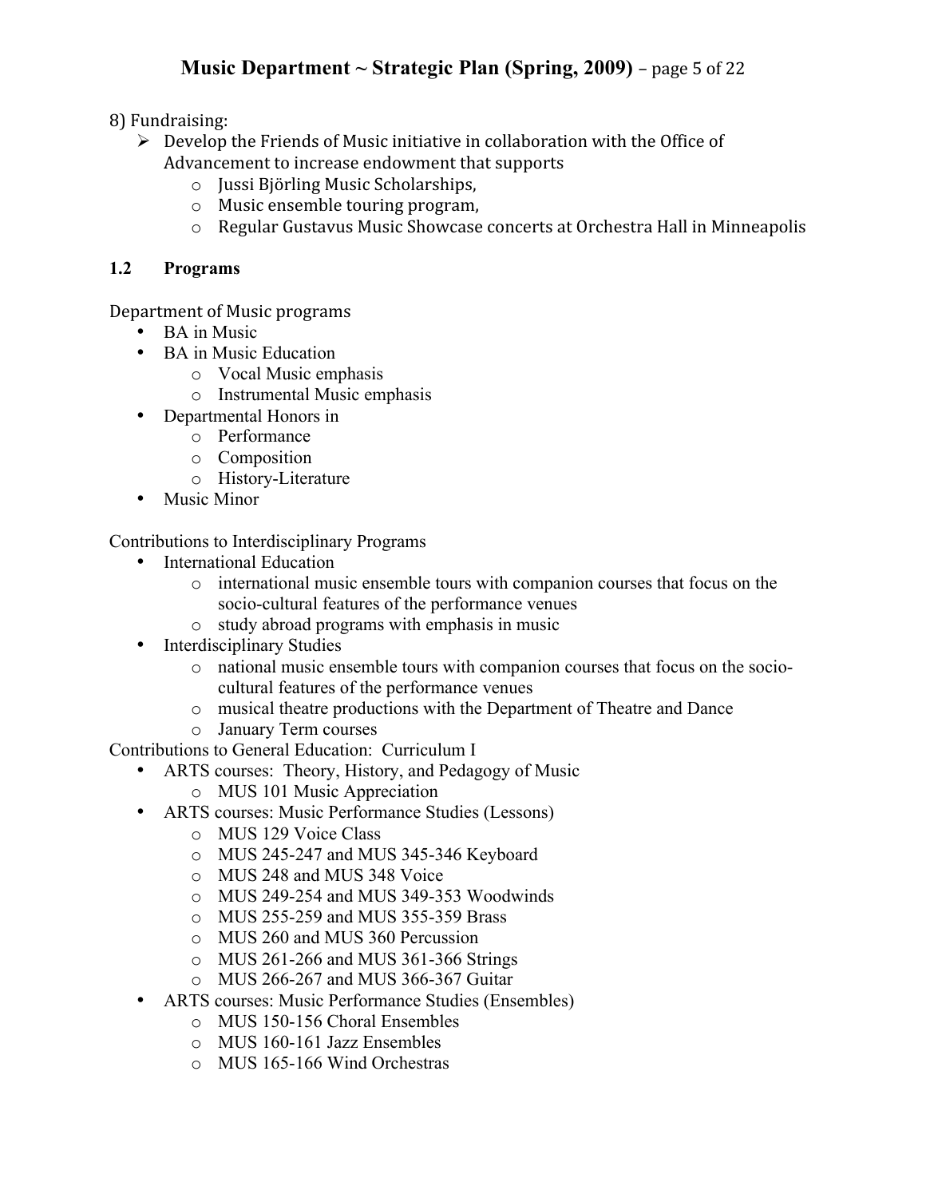8) Fundraising:

- Develop the Friends of Music initiative in collaboration with the Office of Advancement to increase endowment that supports
  - Jussi Björling Music Scholarships,
  - Music ensemble touring program,
  - Regular Gustavus Music Showcase concerts at Orchestra Hall in Minneapolis

### 1.2 Programs

Department of Music programs

- BA in Music
- BA in Music Education
  - Vocal Music emphasis
  - Instrumental Music emphasis
- Departmental Honors in
  - Performance
  - Composition
  - History-Literature
- Music Minor

Contributions to Interdisciplinary Programs

- International Education
  - international music ensemble tours with companion courses that focus on the socio-cultural features of the performance venues
  - study abroad programs with emphasis in music
- Interdisciplinary Studies
  - national music ensemble tours with companion courses that focus on the socio-cultural features of the performance venues
  - musical theatre productions with the Department of Theatre and Dance
  - January Term courses

Contributions to General Education: Curriculum I

- ARTS courses: Theory, History, and Pedagogy of Music
  - MUS 101 Music Appreciation
- ARTS courses: Music Performance Studies (Lessons)
  - MUS 129 Voice Class
  - MUS 245-247 and MUS 345-346 Keyboard
  - MUS 248 and MUS 348 Voice
  - MUS 249-254 and MUS 349-353 Woodwinds
  - MUS 255-259 and MUS 355-359 Brass
  - MUS 260 and MUS 360 Percussion
  - MUS 261-266 and MUS 361-366 Strings
  - MUS 266-267 and MUS 366-367 Guitar
- ARTS courses: Music Performance Studies (Ensembles)
  - MUS 150-156 Choral Ensembles
  - MUS 160-161 Jazz Ensembles
  - MUS 165-166 Wind Orchestras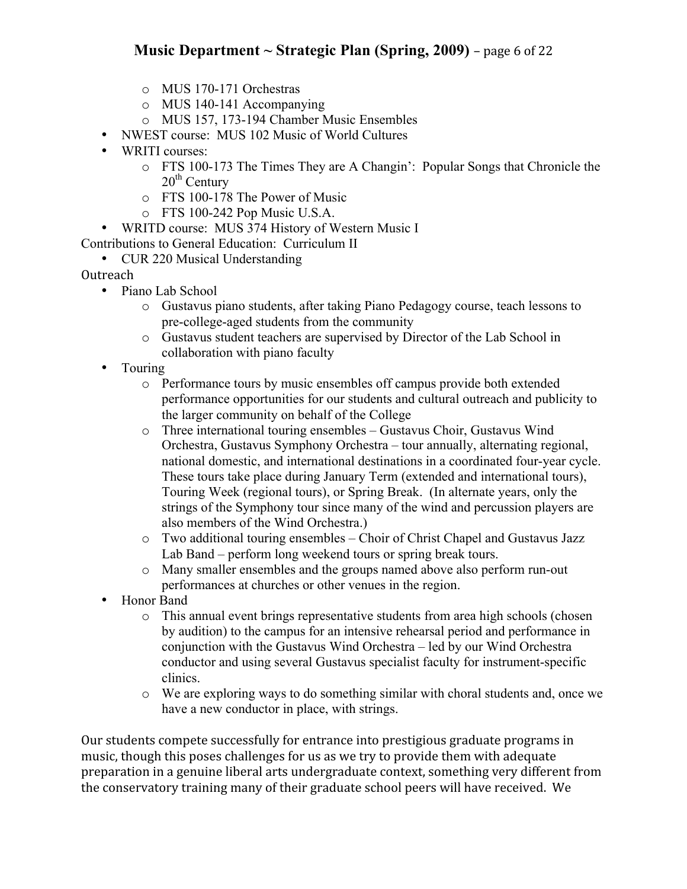- MUS 170-171 Orchestras
  - MUS 140-141 Accompanying
  - MUS 157, 173-194 Chamber Music Ensembles
- NWEST course: MUS 102 Music of World Cultures
- WRITI courses:
  - FTS 100-173 The Times They are A Changin': Popular Songs that Chronicle the 20th Century
  - FTS 100-178 The Power of Music
  - FTS 100-242 Pop Music U.S.A.
- WRITD course: MUS 374 History of Western Music I

Contributions to General Education: Curriculum II

- CUR 220 Musical Understanding

Outreach

- Piano Lab School
  - Gustavus piano students, after taking Piano Pedagogy course, teach lessons to pre-college-aged students from the community
  - Gustavus student teachers are supervised by Director of the Lab School in collaboration with piano faculty
- Touring
  - Performance tours by music ensembles off campus provide both extended performance opportunities for our students and cultural outreach and publicity to the larger community on behalf of the College
  - Three international touring ensembles – Gustavus Choir, Gustavus Wind Orchestra, Gustavus Symphony Orchestra – tour annually, alternating regional, national domestic, and international destinations in a coordinated four-year cycle. These tours take place during January Term (extended and international tours), Touring Week (regional tours), or Spring Break. (In alternate years, only the strings of the Symphony tour since many of the wind and percussion players are also members of the Wind Orchestra.)
  - Two additional touring ensembles – Choir of Christ Chapel and Gustavus Jazz Lab Band – perform long weekend tours or spring break tours.
  - Many smaller ensembles and the groups named above also perform run-out performances at churches or other venues in the region.
- Honor Band
  - This annual event brings representative students from area high schools (chosen by audition) to the campus for an intensive rehearsal period and performance in conjunction with the Gustavus Wind Orchestra – led by our Wind Orchestra conductor and using several Gustavus specialist faculty for instrument-specific clinics.
  - We are exploring ways to do something similar with choral students and, once we have a new conductor in place, with strings.

Our students compete successfully for entrance into prestigious graduate programs in music, though this poses challenges for us as we try to provide them with adequate preparation in a genuine liberal arts undergraduate context, something very different from the conservatory training many of their graduate school peers will have received. We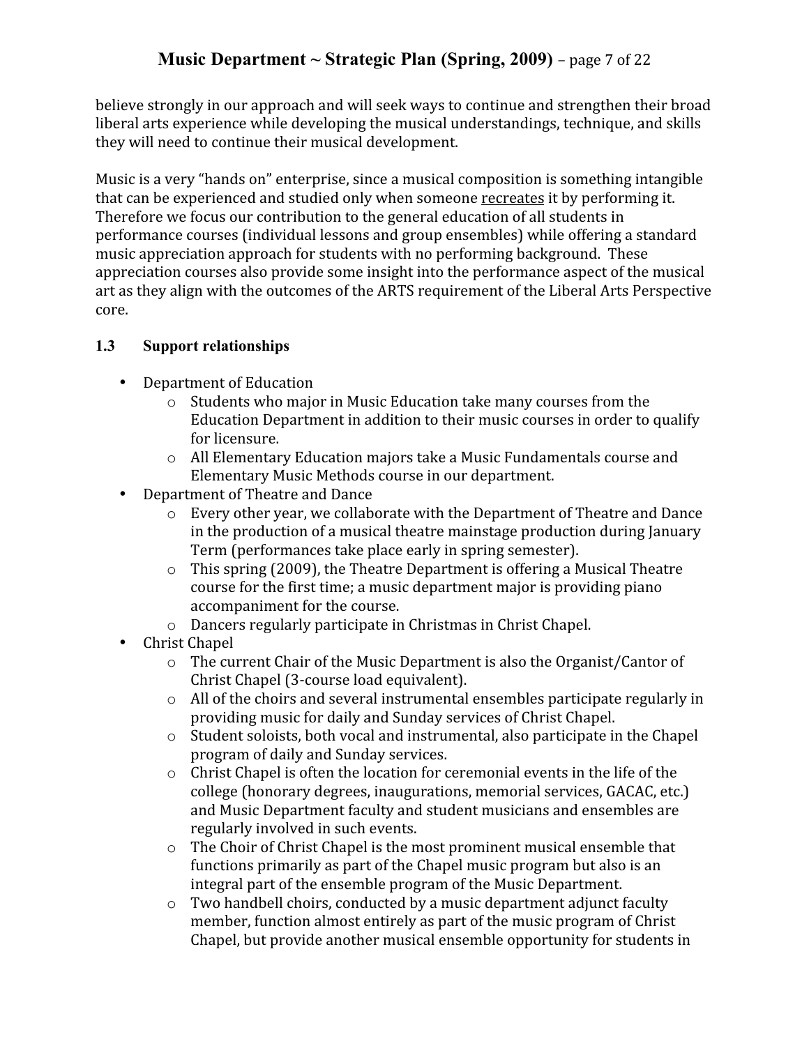believe strongly in our approach and will seek ways to continue and strengthen their broad liberal arts experience while developing the musical understandings, technique, and skills they will need to continue their musical development.

Music is a very "hands on" enterprise, since a musical composition is something intangible that can be experienced and studied only when someone <u>recreates</u> it by performing it. Therefore we focus our contribution to the general education of all students in performance courses (individual lessons and group ensembles) while offering a standard music appreciation approach for students with no performing background. These appreciation courses also provide some insight into the performance aspect of the musical art as they align with the outcomes of the ARTS requirement of the Liberal Arts Perspective core.

### 1.3 Support relationships

- Department of Education
  - Students who major in Music Education take many courses from the Education Department in addition to their music courses in order to qualify for licensure.
  - All Elementary Education majors take a Music Fundamentals course and Elementary Music Methods course in our department.
- Department of Theatre and Dance
  - Every other year, we collaborate with the Department of Theatre and Dance in the production of a musical theatre mainstage production during January Term (performances take place early in spring semester).
  - This spring (2009), the Theatre Department is offering a Musical Theatre course for the first time; a music department major is providing piano accompaniment for the course.
  - Dancers regularly participate in Christmas in Christ Chapel.
- Christ Chapel
  - The current Chair of the Music Department is also the Organist/Cantor of Christ Chapel (3-course load equivalent).
  - All of the choirs and several instrumental ensembles participate regularly in providing music for daily and Sunday services of Christ Chapel.
  - Student soloists, both vocal and instrumental, also participate in the Chapel program of daily and Sunday services.
  - Christ Chapel is often the location for ceremonial events in the life of the college (honorary degrees, inaugurations, memorial services, GACAC, etc.) and Music Department faculty and student musicians and ensembles are regularly involved in such events.
  - The Choir of Christ Chapel is the most prominent musical ensemble that functions primarily as part of the Chapel music program but also is an integral part of the ensemble program of the Music Department.
  - Two handbell choirs, conducted by a music department adjunct faculty member, function almost entirely as part of the music program of Christ Chapel, but provide another musical ensemble opportunity for students in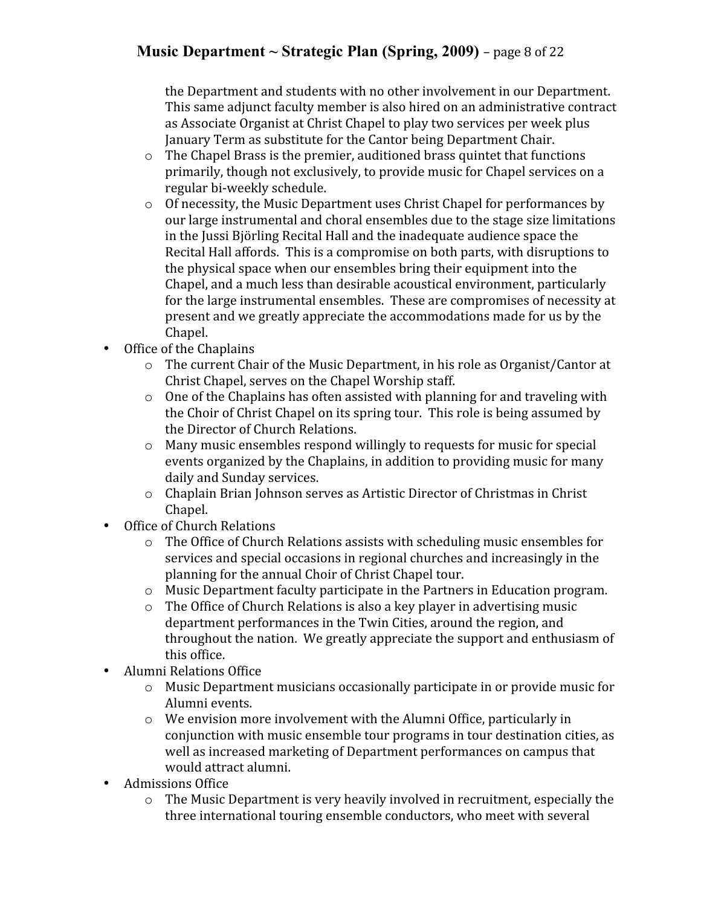the Department and students with no other involvement in our Department. This same adjunct faculty member is also hired on an administrative contract as Associate Organist at Christ Chapel to play two services per week plus January Term as substitute for the Cantor being Department Chair.
  - The Chapel Brass is the premier, auditioned brass quintet that functions primarily, though not exclusively, to provide music for Chapel services on a regular bi-weekly schedule.
  - Of necessity, the Music Department uses Christ Chapel for performances by our large instrumental and choral ensembles due to the stage size limitations in the Jussi Björling Recital Hall and the inadequate audience space the Recital Hall affords. This is a compromise on both parts, with disruptions to the physical space when our ensembles bring their equipment into the Chapel, and a much less than desirable acoustical environment, particularly for the large instrumental ensembles. These are compromises of necessity at present and we greatly appreciate the accommodations made for us by the Chapel.
- Office of the Chaplains
  - The current Chair of the Music Department, in his role as Organist/Cantor at Christ Chapel, serves on the Chapel Worship staff.
  - One of the Chaplains has often assisted with planning for and traveling with the Choir of Christ Chapel on its spring tour. This role is being assumed by the Director of Church Relations.
  - Many music ensembles respond willingly to requests for music for special events organized by the Chaplains, in addition to providing music for many daily and Sunday services.
  - Chaplain Brian Johnson serves as Artistic Director of Christmas in Christ Chapel.
- Office of Church Relations
  - The Office of Church Relations assists with scheduling music ensembles for services and special occasions in regional churches and increasingly in the planning for the annual Choir of Christ Chapel tour.
  - Music Department faculty participate in the Partners in Education program.
  - The Office of Church Relations is also a key player in advertising music department performances in the Twin Cities, around the region, and throughout the nation. We greatly appreciate the support and enthusiasm of this office.
- Alumni Relations Office
  - Music Department musicians occasionally participate in or provide music for Alumni events.
  - We envision more involvement with the Alumni Office, particularly in conjunction with music ensemble tour programs in tour destination cities, as well as increased marketing of Department performances on campus that would attract alumni.
- Admissions Office
  - The Music Department is very heavily involved in recruitment, especially the three international touring ensemble conductors, who meet with several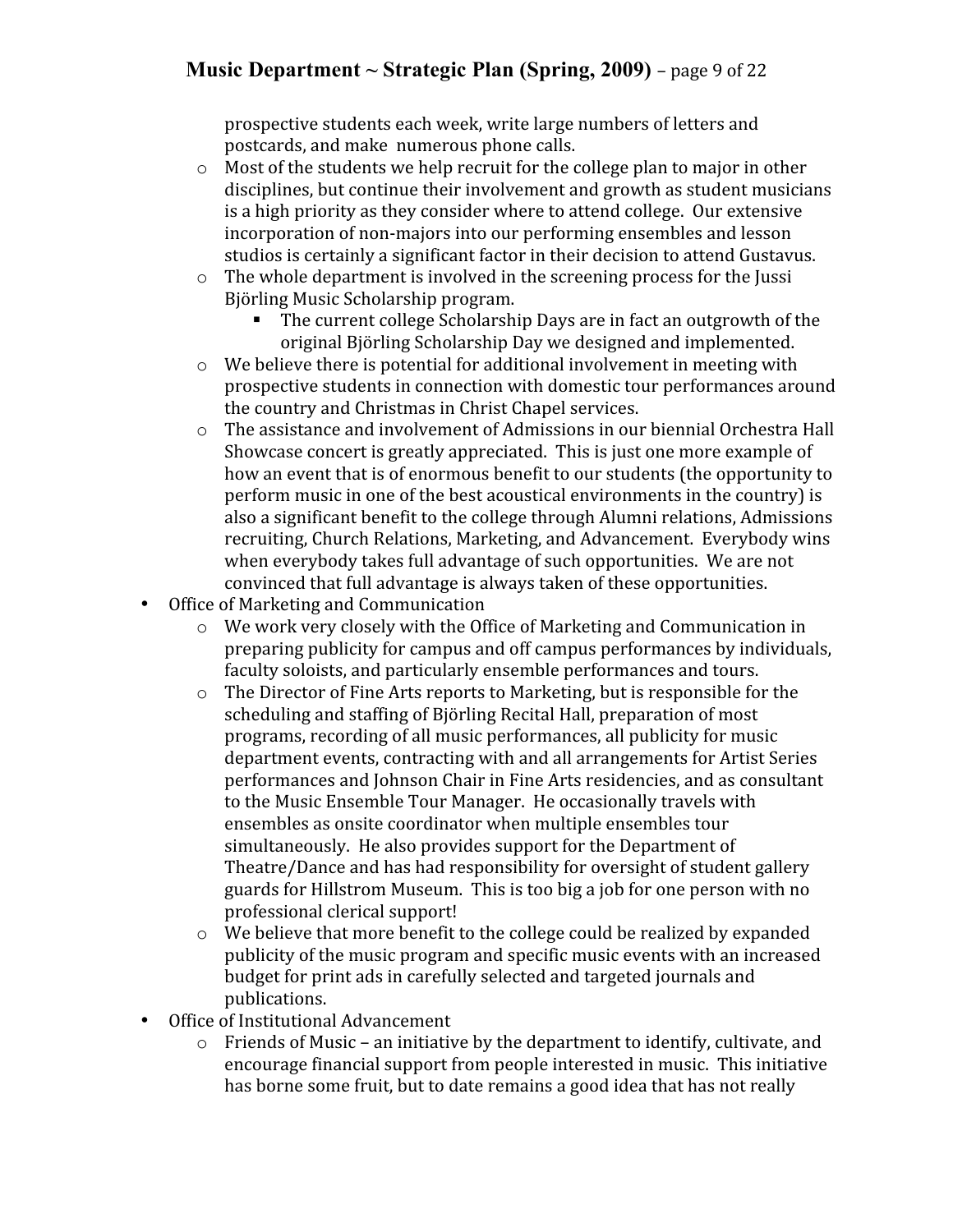prospective students each week, write large numbers of letters and postcards, and make numerous phone calls.
  - Most of the students we help recruit for the college plan to major in other disciplines, but continue their involvement and growth as student musicians is a high priority as they consider where to attend college. Our extensive incorporation of non-majors into our performing ensembles and lesson studios is certainly a significant factor in their decision to attend Gustavus.
  - The whole department is involved in the screening process for the Jussi Björling Music Scholarship program.
    - The current college Scholarship Days are in fact an outgrowth of the original Björling Scholarship Day we designed and implemented.
  - We believe there is potential for additional involvement in meeting with prospective students in connection with domestic tour performances around the country and Christmas in Christ Chapel services.
  - The assistance and involvement of Admissions in our biennial Orchestra Hall Showcase concert is greatly appreciated. This is just one more example of how an event that is of enormous benefit to our students (the opportunity to perform music in one of the best acoustical environments in the country) is also a significant benefit to the college through Alumni relations, Admissions recruiting, Church Relations, Marketing, and Advancement. Everybody wins when everybody takes full advantage of such opportunities. We are not convinced that full advantage is always taken of these opportunities.
- Office of Marketing and Communication
  - We work very closely with the Office of Marketing and Communication in preparing publicity for campus and off campus performances by individuals, faculty soloists, and particularly ensemble performances and tours.
  - The Director of Fine Arts reports to Marketing, but is responsible for the scheduling and staffing of Björling Recital Hall, preparation of most programs, recording of all music performances, all publicity for music department events, contracting with and all arrangements for Artist Series performances and Johnson Chair in Fine Arts residencies, and as consultant to the Music Ensemble Tour Manager. He occasionally travels with ensembles as onsite coordinator when multiple ensembles tour simultaneously. He also provides support for the Department of Theatre/Dance and has had responsibility for oversight of student gallery guards for Hillstrom Museum. This is too big a job for one person with no professional clerical support!
  - We believe that more benefit to the college could be realized by expanded publicity of the music program and specific music events with an increased budget for print ads in carefully selected and targeted journals and publications.
- Office of Institutional Advancement
  - Friends of Music – an initiative by the department to identify, cultivate, and encourage financial support from people interested in music. This initiative has borne some fruit, but to date remains a good idea that has not really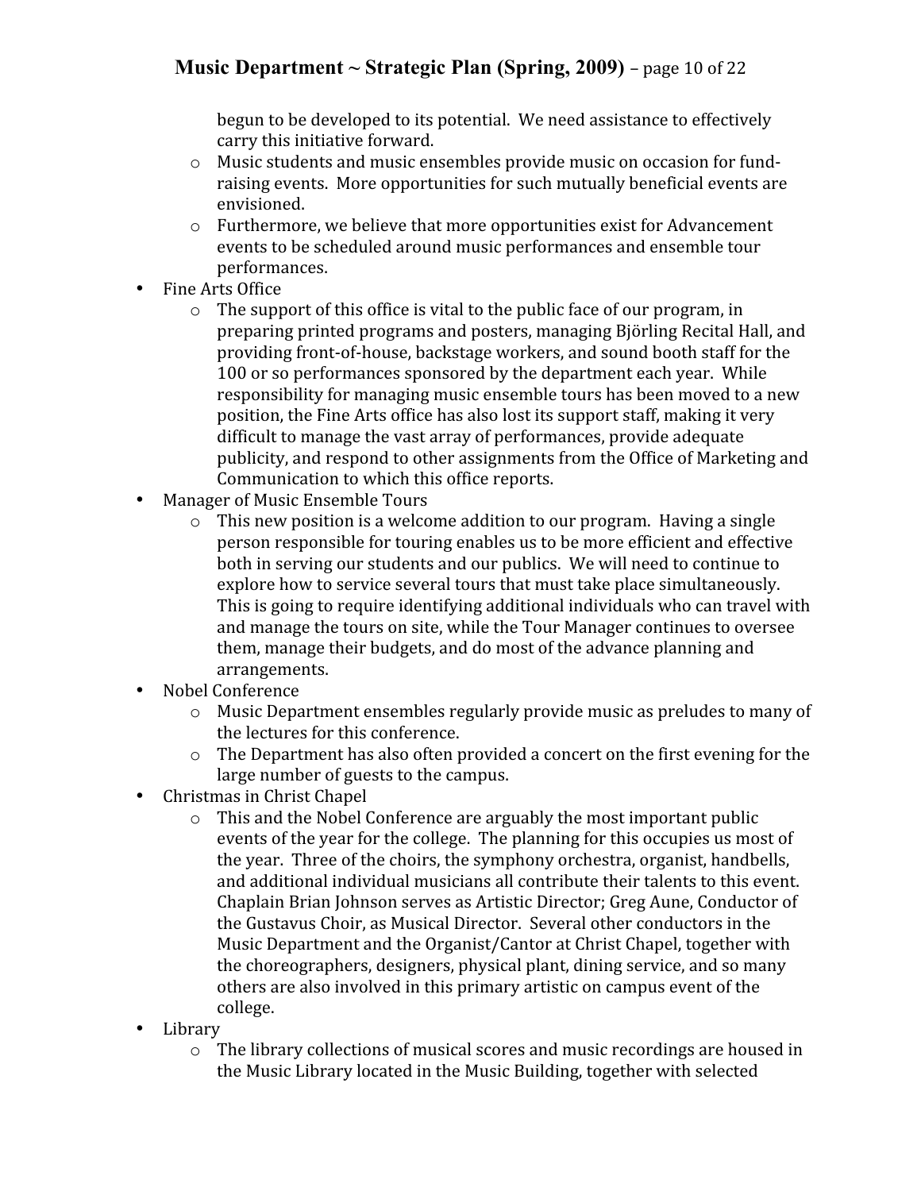begun to be developed to its potential. We need assistance to effectively carry this initiative forward.
  - Music students and music ensembles provide music on occasion for fund-raising events. More opportunities for such mutually beneficial events are envisioned.
  - Furthermore, we believe that more opportunities exist for Advancement events to be scheduled around music performances and ensemble tour performances.
- Fine Arts Office
  - The support of this office is vital to the public face of our program, in preparing printed programs and posters, managing Björling Recital Hall, and providing front-of-house, backstage workers, and sound booth staff for the 100 or so performances sponsored by the department each year. While responsibility for managing music ensemble tours has been moved to a new position, the Fine Arts office has also lost its support staff, making it very difficult to manage the vast array of performances, provide adequate publicity, and respond to other assignments from the Office of Marketing and Communication to which this office reports.
- Manager of Music Ensemble Tours
  - This new position is a welcome addition to our program. Having a single person responsible for touring enables us to be more efficient and effective both in serving our students and our publics. We will need to continue to explore how to service several tours that must take place simultaneously. This is going to require identifying additional individuals who can travel with and manage the tours on site, while the Tour Manager continues to oversee them, manage their budgets, and do most of the advance planning and arrangements.
- Nobel Conference
  - Music Department ensembles regularly provide music as preludes to many of the lectures for this conference.
  - The Department has also often provided a concert on the first evening for the large number of guests to the campus.
- Christmas in Christ Chapel
  - This and the Nobel Conference are arguably the most important public events of the year for the college. The planning for this occupies us most of the year. Three of the choirs, the symphony orchestra, organist, handbells, and additional individual musicians all contribute their talents to this event. Chaplain Brian Johnson serves as Artistic Director; Greg Aune, Conductor of the Gustavus Choir, as Musical Director. Several other conductors in the Music Department and the Organist/Cantor at Christ Chapel, together with the choreographers, designers, physical plant, dining service, and so many others are also involved in this primary artistic on campus event of the college.
- Library
  - The library collections of musical scores and music recordings are housed in the Music Library located in the Music Building, together with selected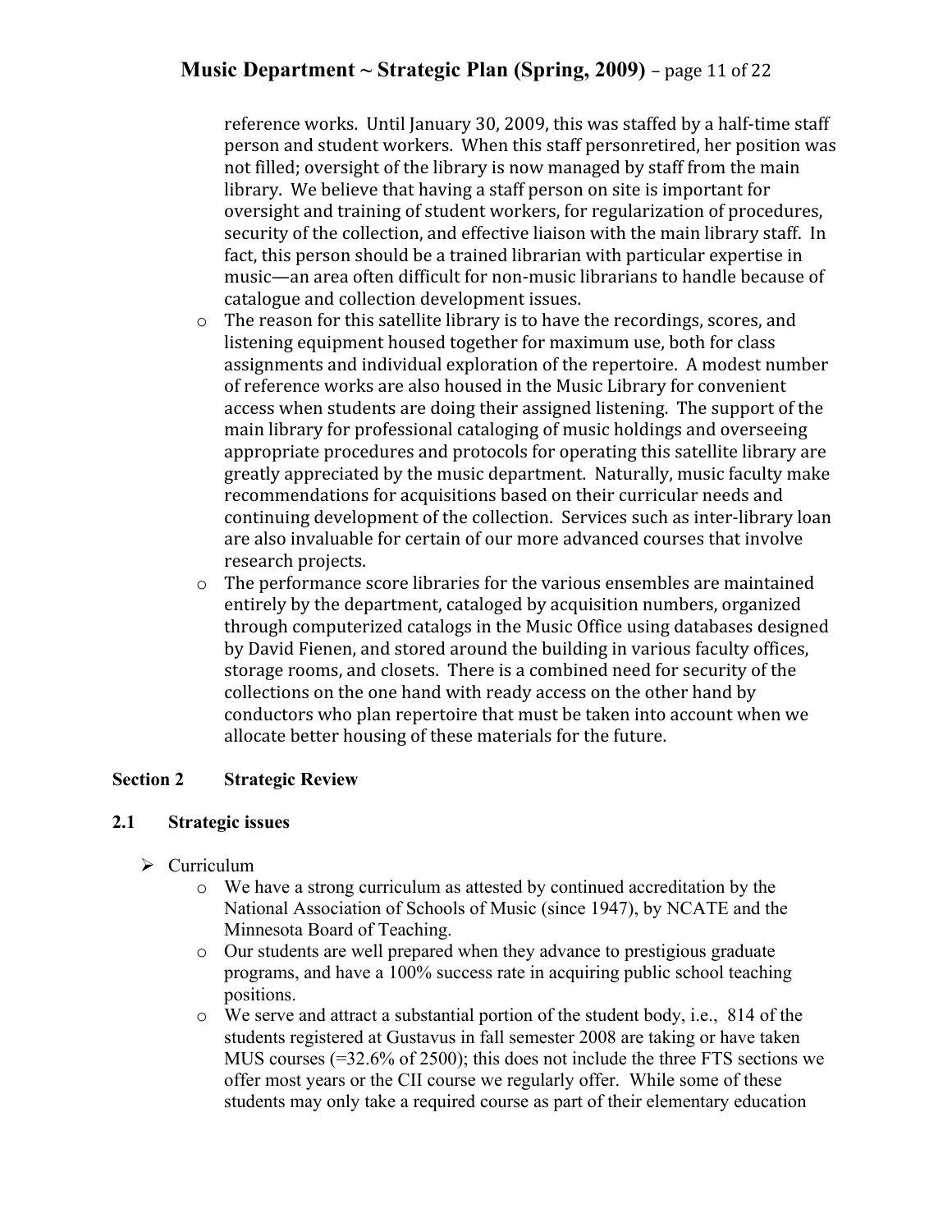reference works. Until January 30, 2009, this was staffed by a half-time staff person and student workers. When this staff personretired, her position was not filled; oversight of the library is now managed by staff from the main library. We believe that having a staff person on site is important for oversight and training of student workers, for regularization of procedures, security of the collection, and effective liaison with the main library staff. In fact, this person should be a trained librarian with particular expertise in music—an area often difficult for non-music librarians to handle because of catalogue and collection development issues.

- The reason for this satellite library is to have the recordings, scores, and listening equipment housed together for maximum use, both for class assignments and individual exploration of the repertoire. A modest number of reference works are also housed in the Music Library for convenient access when students are doing their assigned listening. The support of the main library for professional cataloging of music holdings and overseeing appropriate procedures and protocols for operating this satellite library are greatly appreciated by the music department. Naturally, music faculty make recommendations for acquisitions based on their curricular needs and continuing development of the collection. Services such as inter-library loan are also invaluable for certain of our more advanced courses that involve research projects.
- The performance score libraries for the various ensembles are maintained entirely by the department, cataloged by acquisition numbers, organized through computerized catalogs in the Music Office using databases designed by David Fienen, and stored around the building in various faculty offices, storage rooms, and closets. There is a combined need for security of the collections on the one hand with ready access on the other hand by conductors who plan repertoire that must be taken into account when we allocate better housing of these materials for the future.

## Section 2 Strategic Review

### 2.1 Strategic issues

- Curriculum
  - We have a strong curriculum as attested by continued accreditation by the National Association of Schools of Music (since 1947), by NCATE and the Minnesota Board of Teaching.
  - Our students are well prepared when they advance to prestigious graduate programs, and have a 100% success rate in acquiring public school teaching positions.
  - We serve and attract a substantial portion of the student body, i.e., 814 of the students registered at Gustavus in fall semester 2008 are taking or have taken MUS courses (=32.6% of 2500); this does not include the three FTS sections we offer most years or the CII course we regularly offer. While some of these students may only take a required course as part of their elementary education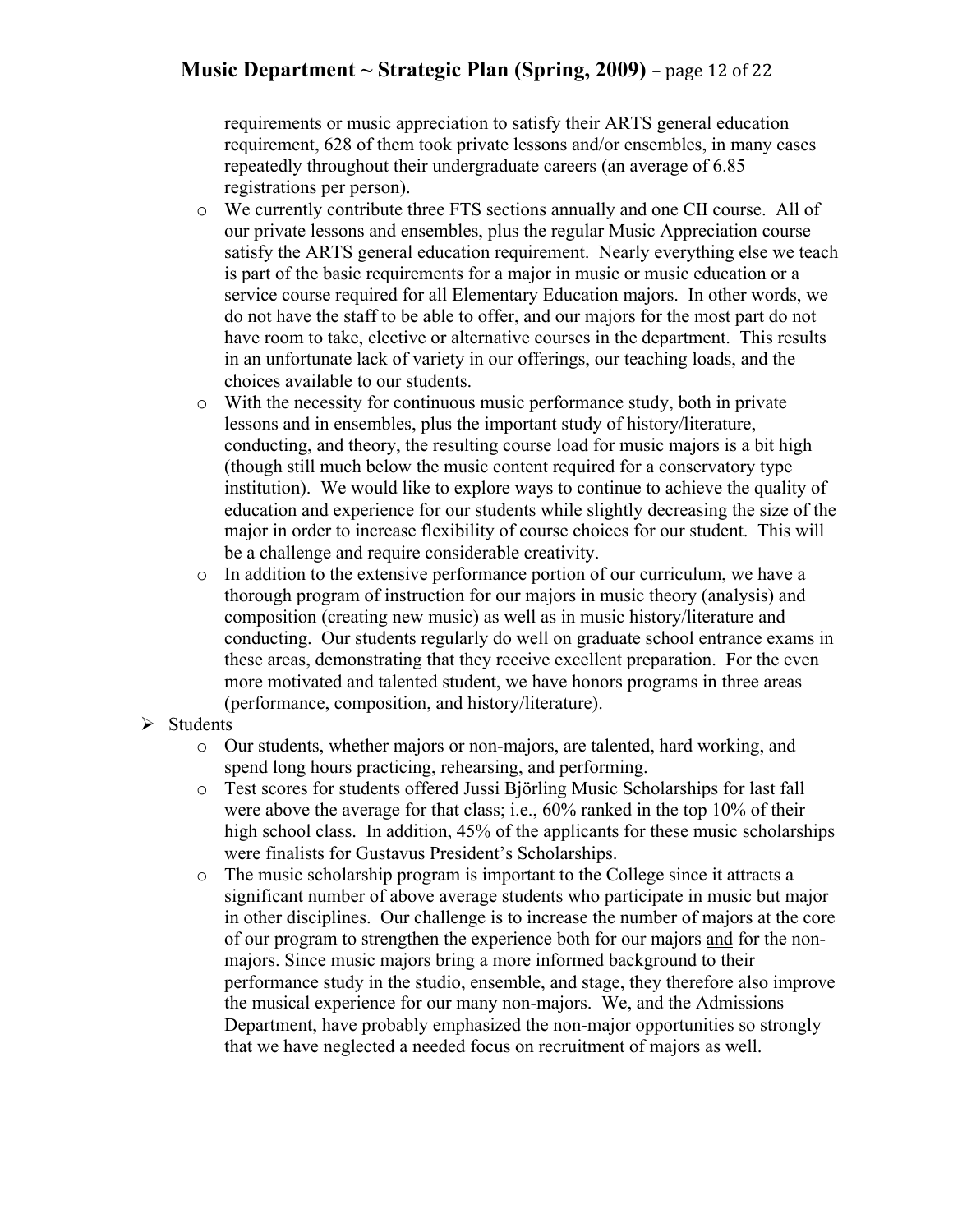requirements or music appreciation to satisfy their ARTS general education requirement, 628 of them took private lessons and/or ensembles, in many cases repeatedly throughout their undergraduate careers (an average of 6.85 registrations per person).

- We currently contribute three FTS sections annually and one CII course. All of our private lessons and ensembles, plus the regular Music Appreciation course satisfy the ARTS general education requirement. Nearly everything else we teach is part of the basic requirements for a major in music or music education or a service course required for all Elementary Education majors. In other words, we do not have the staff to be able to offer, and our majors for the most part do not have room to take, elective or alternative courses in the department. This results in an unfortunate lack of variety in our offerings, our teaching loads, and the choices available to our students.
- With the necessity for continuous music performance study, both in private lessons and in ensembles, plus the important study of history/literature, conducting, and theory, the resulting course load for music majors is a bit high (though still much below the music content required for a conservatory type institution). We would like to explore ways to continue to achieve the quality of education and experience for our students while slightly decreasing the size of the major in order to increase flexibility of course choices for our student. This will be a challenge and require considerable creativity.
- In addition to the extensive performance portion of our curriculum, we have a thorough program of instruction for our majors in music theory (analysis) and composition (creating new music) as well as in music history/literature and conducting. Our students regularly do well on graduate school entrance exams in these areas, demonstrating that they receive excellent preparation. For the even more motivated and talented student, we have honors programs in three areas (performance, composition, and history/literature).

- Students
  - Our students, whether majors or non-majors, are talented, hard working, and spend long hours practicing, rehearsing, and performing.
  - Test scores for students offered Jussi Björling Music Scholarships for last fall were above the average for that class; i.e., 60% ranked in the top 10% of their high school class. In addition, 45% of the applicants for these music scholarships were finalists for Gustavus President's Scholarships.
  - The music scholarship program is important to the College since it attracts a significant number of above average students who participate in music but major in other disciplines. Our challenge is to increase the number of majors at the core of our program to strengthen the experience both for our majors <u>and</u> for the non-majors. Since music majors bring a more informed background to their performance study in the studio, ensemble, and stage, they therefore also improve the musical experience for our many non-majors. We, and the Admissions Department, have probably emphasized the non-major opportunities so strongly that we have neglected a needed focus on recruitment of majors as well.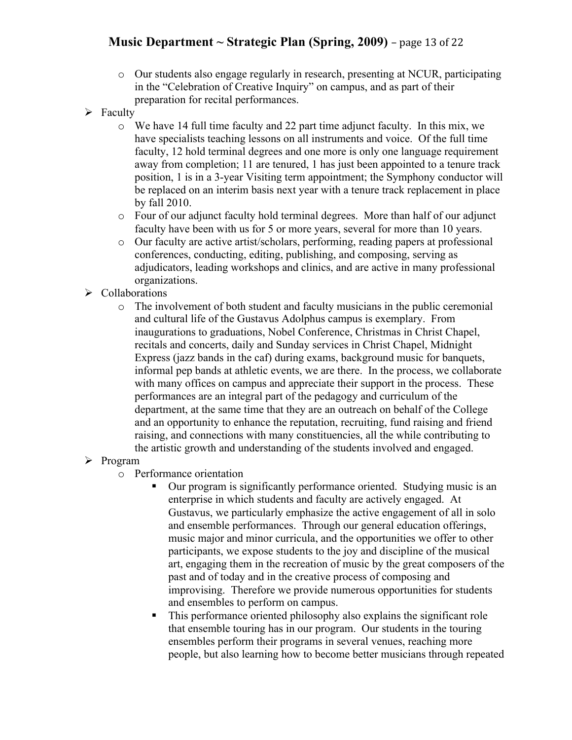- Our students also engage regularly in research, presenting at NCUR, participating in the "Celebration of Creative Inquiry" on campus, and as part of their preparation for recital performances.
- Faculty
  - We have 14 full time faculty and 22 part time adjunct faculty. In this mix, we have specialists teaching lessons on all instruments and voice. Of the full time faculty, 12 hold terminal degrees and one more is only one language requirement away from completion; 11 are tenured, 1 has just been appointed to a tenure track position, 1 is in a 3-year Visiting term appointment; the Symphony conductor will be replaced on an interim basis next year with a tenure track replacement in place by fall 2010.
  - Four of our adjunct faculty hold terminal degrees. More than half of our adjunct faculty have been with us for 5 or more years, several for more than 10 years.
  - Our faculty are active artist/scholars, performing, reading papers at professional conferences, conducting, editing, publishing, and composing, serving as adjudicators, leading workshops and clinics, and are active in many professional organizations.
- Collaborations
  - The involvement of both student and faculty musicians in the public ceremonial and cultural life of the Gustavus Adolphus campus is exemplary. From inaugurations to graduations, Nobel Conference, Christmas in Christ Chapel, recitals and concerts, daily and Sunday services in Christ Chapel, Midnight Express (jazz bands in the caf) during exams, background music for banquets, informal pep bands at athletic events, we are there. In the process, we collaborate with many offices on campus and appreciate their support in the process. These performances are an integral part of the pedagogy and curriculum of the department, at the same time that they are an outreach on behalf of the College and an opportunity to enhance the reputation, recruiting, fund raising and friend raising, and connections with many constituencies, all the while contributing to the artistic growth and understanding of the students involved and engaged.
- Program
  - Performance orientation
    - Our program is significantly performance oriented. Studying music is an enterprise in which students and faculty are actively engaged. At Gustavus, we particularly emphasize the active engagement of all in solo and ensemble performances. Through our general education offerings, music major and minor curricula, and the opportunities we offer to other participants, we expose students to the joy and discipline of the musical art, engaging them in the recreation of music by the great composers of the past and of today and in the creative process of composing and improvising. Therefore we provide numerous opportunities for students and ensembles to perform on campus.
    - This performance oriented philosophy also explains the significant role that ensemble touring has in our program. Our students in the touring ensembles perform their programs in several venues, reaching more people, but also learning how to become better musicians through repeated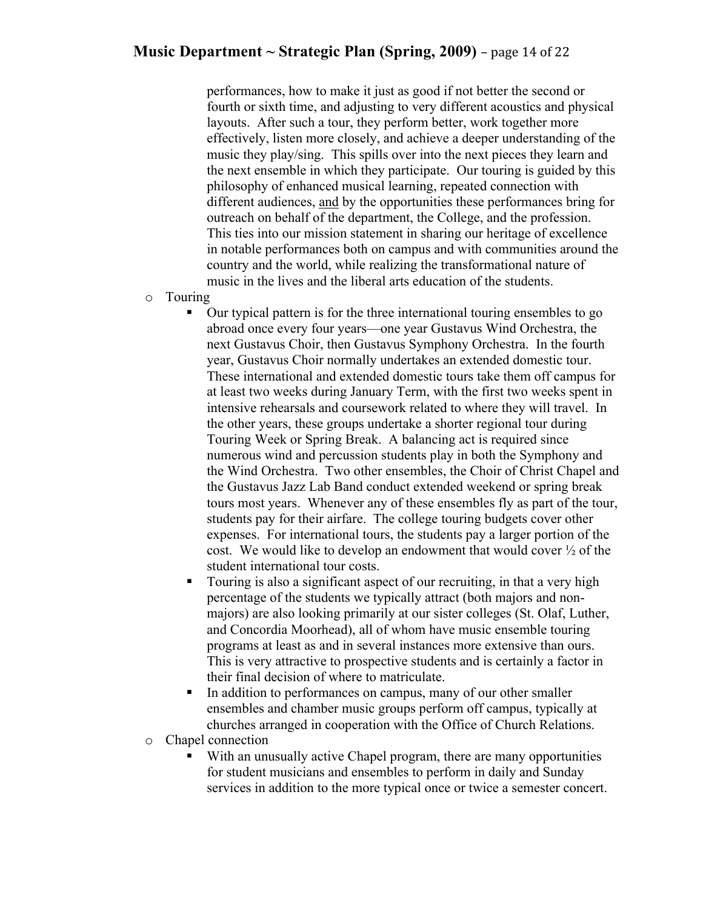performances, how to make it just as good if not better the second or fourth or sixth time, and adjusting to very different acoustics and physical layouts. After such a tour, they perform better, work together more effectively, listen more closely, and achieve a deeper understanding of the music they play/sing. This spills over into the next pieces they learn and the next ensemble in which they participate. Our touring is guided by this philosophy of enhanced musical learning, repeated connection with different audiences, <u>and</u> by the opportunities these performances bring for outreach on behalf of the department, the College, and the profession. This ties into our mission statement in sharing our heritage of excellence in notable performances both on campus and with communities around the country and the world, while realizing the transformational nature of music in the lives and the liberal arts education of the students.

- Touring
  - Our typical pattern is for the three international touring ensembles to go abroad once every four years—one year Gustavus Wind Orchestra, the next Gustavus Choir, then Gustavus Symphony Orchestra. In the fourth year, Gustavus Choir normally undertakes an extended domestic tour. These international and extended domestic tours take them off campus for at least two weeks during January Term, with the first two weeks spent in intensive rehearsals and coursework related to where they will travel. In the other years, these groups undertake a shorter regional tour during Touring Week or Spring Break. A balancing act is required since numerous wind and percussion students play in both the Symphony and the Wind Orchestra. Two other ensembles, the Choir of Christ Chapel and the Gustavus Jazz Lab Band conduct extended weekend or spring break tours most years. Whenever any of these ensembles fly as part of the tour, students pay for their airfare. The college touring budgets cover other expenses. For international tours, the students pay a larger portion of the cost. We would like to develop an endowment that would cover ½ of the student international tour costs.
  - Touring is also a significant aspect of our recruiting, in that a very high percentage of the students we typically attract (both majors and non-majors) are also looking primarily at our sister colleges (St. Olaf, Luther, and Concordia Moorhead), all of whom have music ensemble touring programs at least as and in several instances more extensive than ours. This is very attractive to prospective students and is certainly a factor in their final decision of where to matriculate.
  - In addition to performances on campus, many of our other smaller ensembles and chamber music groups perform off campus, typically at churches arranged in cooperation with the Office of Church Relations.
- Chapel connection
  - With an unusually active Chapel program, there are many opportunities for student musicians and ensembles to perform in daily and Sunday services in addition to the more typical once or twice a semester concert.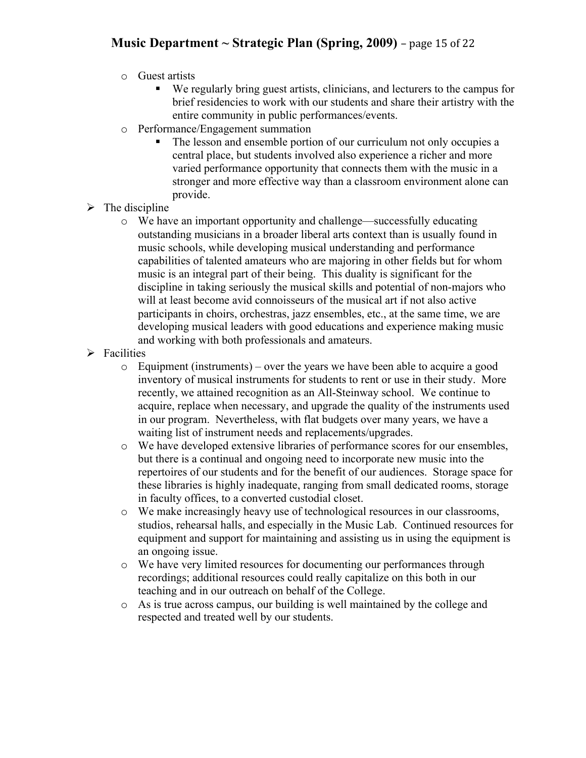- Guest artists
  - We regularly bring guest artists, clinicians, and lecturers to the campus for brief residencies to work with our students and share their artistry with the entire community in public performances/events.
- Performance/Engagement summation
  - The lesson and ensemble portion of our curriculum not only occupies a central place, but students involved also experience a richer and more varied performance opportunity that connects them with the music in a stronger and more effective way than a classroom environment alone can provide.

- The discipline
  - We have an important opportunity and challenge—successfully educating outstanding musicians in a broader liberal arts context than is usually found in music schools, while developing musical understanding and performance capabilities of talented amateurs who are majoring in other fields but for whom music is an integral part of their being. This duality is significant for the discipline in taking seriously the musical skills and potential of non-majors who will at least become avid connoisseurs of the musical art if not also active participants in choirs, orchestras, jazz ensembles, etc., at the same time, we are developing musical leaders with good educations and experience making music and working with both professionals and amateurs.
- Facilities
  - Equipment (instruments) – over the years we have been able to acquire a good inventory of musical instruments for students to rent or use in their study. More recently, we attained recognition as an All-Steinway school. We continue to acquire, replace when necessary, and upgrade the quality of the instruments used in our program. Nevertheless, with flat budgets over many years, we have a waiting list of instrument needs and replacements/upgrades.
  - We have developed extensive libraries of performance scores for our ensembles, but there is a continual and ongoing need to incorporate new music into the repertoires of our students and for the benefit of our audiences. Storage space for these libraries is highly inadequate, ranging from small dedicated rooms, storage in faculty offices, to a converted custodial closet.
  - We make increasingly heavy use of technological resources in our classrooms, studios, rehearsal halls, and especially in the Music Lab. Continued resources for equipment and support for maintaining and assisting us in using the equipment is an ongoing issue.
  - We have very limited resources for documenting our performances through recordings; additional resources could really capitalize on this both in our teaching and in our outreach on behalf of the College.
  - As is true across campus, our building is well maintained by the college and respected and treated well by our students.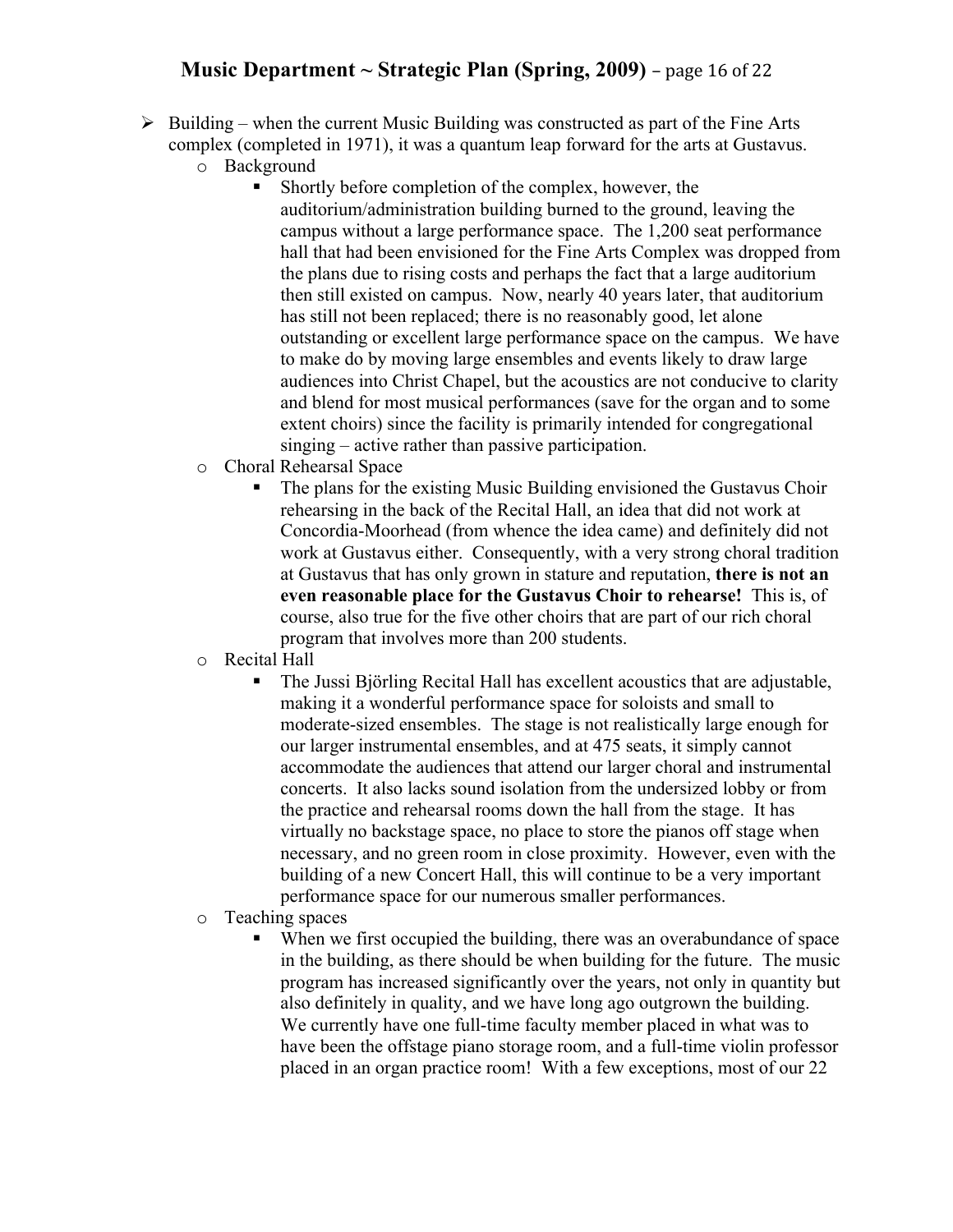- Building – when the current Music Building was constructed as part of the Fine Arts complex (completed in 1971), it was a quantum leap forward for the arts at Gustavus.
  - Background
    - Shortly before completion of the complex, however, the auditorium/administration building burned to the ground, leaving the campus without a large performance space. The 1,200 seat performance hall that had been envisioned for the Fine Arts Complex was dropped from the plans due to rising costs and perhaps the fact that a large auditorium then still existed on campus. Now, nearly 40 years later, that auditorium has still not been replaced; there is no reasonably good, let alone outstanding or excellent large performance space on the campus. We have to make do by moving large ensembles and events likely to draw large audiences into Christ Chapel, but the acoustics are not conducive to clarity and blend for most musical performances (save for the organ and to some extent choirs) since the facility is primarily intended for congregational singing – active rather than passive participation.
  - Choral Rehearsal Space
    - The plans for the existing Music Building envisioned the Gustavus Choir rehearsing in the back of the Recital Hall, an idea that did not work at Concordia-Moorhead (from whence the idea came) and definitely did not work at Gustavus either. Consequently, with a very strong choral tradition at Gustavus that has only grown in stature and reputation, **there is not an even reasonable place for the Gustavus Choir to rehearse!** This is, of course, also true for the five other choirs that are part of our rich choral program that involves more than 200 students.
  - Recital Hall
    - The Jussi Björling Recital Hall has excellent acoustics that are adjustable, making it a wonderful performance space for soloists and small to moderate-sized ensembles. The stage is not realistically large enough for our larger instrumental ensembles, and at 475 seats, it simply cannot accommodate the audiences that attend our larger choral and instrumental concerts. It also lacks sound isolation from the undersized lobby or from the practice and rehearsal rooms down the hall from the stage. It has virtually no backstage space, no place to store the pianos off stage when necessary, and no green room in close proximity. However, even with the building of a new Concert Hall, this will continue to be a very important performance space for our numerous smaller performances.
  - Teaching spaces
    - When we first occupied the building, there was an overabundance of space in the building, as there should be when building for the future. The music program has increased significantly over the years, not only in quantity but also definitely in quality, and we have long ago outgrown the building. We currently have one full-time faculty member placed in what was to have been the offstage piano storage room, and a full-time violin professor placed in an organ practice room! With a few exceptions, most of our 22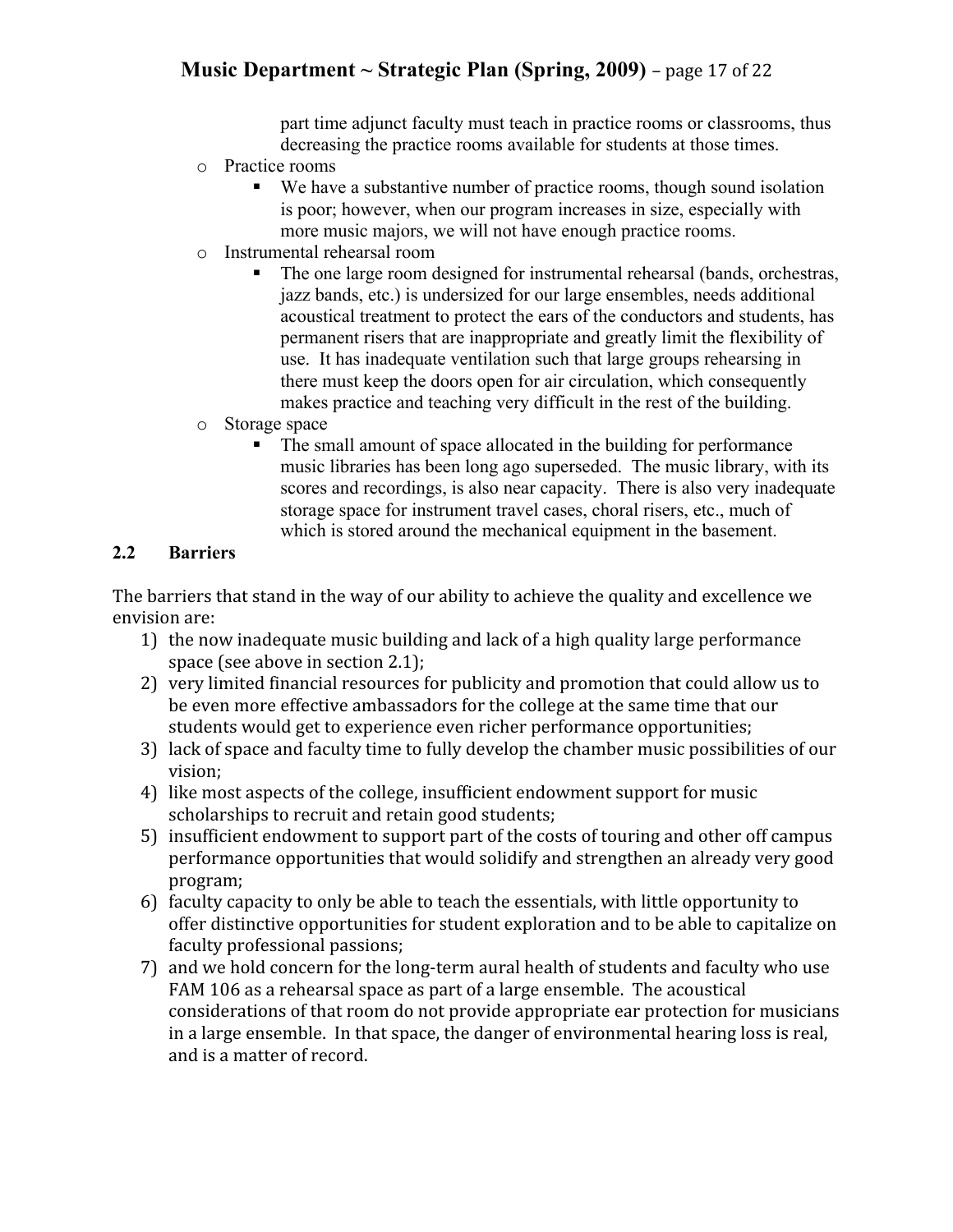part time adjunct faculty must teach in practice rooms or classrooms, thus decreasing the practice rooms available for students at those times.

- Practice rooms
  - We have a substantive number of practice rooms, though sound isolation is poor; however, when our program increases in size, especially with more music majors, we will not have enough practice rooms.
- Instrumental rehearsal room
  - The one large room designed for instrumental rehearsal (bands, orchestras, jazz bands, etc.) is undersized for our large ensembles, needs additional acoustical treatment to protect the ears of the conductors and students, has permanent risers that are inappropriate and greatly limit the flexibility of use. It has inadequate ventilation such that large groups rehearsing in there must keep the doors open for air circulation, which consequently makes practice and teaching very difficult in the rest of the building.
- Storage space
  - The small amount of space allocated in the building for performance music libraries has been long ago superseded. The music library, with its scores and recordings, is also near capacity. There is also very inadequate storage space for instrument travel cases, choral risers, etc., much of which is stored around the mechanical equipment in the basement.

## 2.2 Barriers

The barriers that stand in the way of our ability to achieve the quality and excellence we envision are:

1) the now inadequate music building and lack of a high quality large performance space (see above in section 2.1);
2) very limited financial resources for publicity and promotion that could allow us to be even more effective ambassadors for the college at the same time that our students would get to experience even richer performance opportunities;
3) lack of space and faculty time to fully develop the chamber music possibilities of our vision;
4) like most aspects of the college, insufficient endowment support for music scholarships to recruit and retain good students;
5) insufficient endowment to support part of the costs of touring and other off campus performance opportunities that would solidify and strengthen an already very good program;
6) faculty capacity to only be able to teach the essentials, with little opportunity to offer distinctive opportunities for student exploration and to be able to capitalize on faculty professional passions;
7) and we hold concern for the long-term aural health of students and faculty who use FAM 106 as a rehearsal space as part of a large ensemble. The acoustical considerations of that room do not provide appropriate ear protection for musicians in a large ensemble. In that space, the danger of environmental hearing loss is real, and is a matter of record.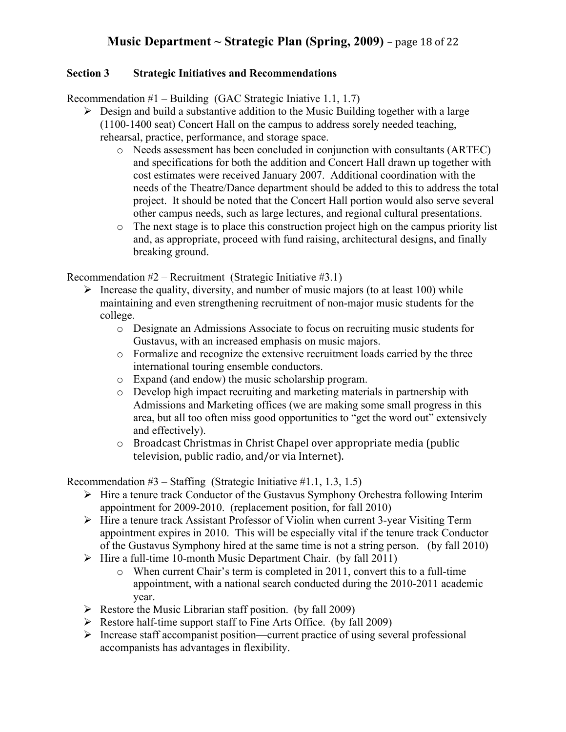## Section 3 Strategic Initiatives and Recommendations

Recommendation #1 – Building (GAC Strategic Iniative 1.1, 1.7)

- Design and build a substantive addition to the Music Building together with a large (1100-1400 seat) Concert Hall on the campus to address sorely needed teaching, rehearsal, practice, performance, and storage space.
  - Needs assessment has been concluded in conjunction with consultants (ARTEC) and specifications for both the addition and Concert Hall drawn up together with cost estimates were received January 2007. Additional coordination with the needs of the Theatre/Dance department should be added to this to address the total project. It should be noted that the Concert Hall portion would also serve several other campus needs, such as large lectures, and regional cultural presentations.
  - The next stage is to place this construction project high on the campus priority list and, as appropriate, proceed with fund raising, architectural designs, and finally breaking ground.

Recommendation #2 – Recruitment (Strategic Initiative #3.1)

- Increase the quality, diversity, and number of music majors (to at least 100) while maintaining and even strengthening recruitment of non-major music students for the college.
  - Designate an Admissions Associate to focus on recruiting music students for Gustavus, with an increased emphasis on music majors.
  - Formalize and recognize the extensive recruitment loads carried by the three international touring ensemble conductors.
  - Expand (and endow) the music scholarship program.
  - Develop high impact recruiting and marketing materials in partnership with Admissions and Marketing offices (we are making some small progress in this area, but all too often miss good opportunities to "get the word out" extensively and effectively).
  - Broadcast Christmas in Christ Chapel over appropriate media (public television, public radio, and/or via Internet).

Recommendation #3 – Staffing (Strategic Initiative #1.1, 1.3, 1.5)

- Hire a tenure track Conductor of the Gustavus Symphony Orchestra following Interim appointment for 2009-2010. (replacement position, for fall 2010)
- Hire a tenure track Assistant Professor of Violin when current 3-year Visiting Term appointment expires in 2010. This will be especially vital if the tenure track Conductor of the Gustavus Symphony hired at the same time is not a string person. (by fall 2010)
- Hire a full-time 10-month Music Department Chair. (by fall 2011)
  - When current Chair's term is completed in 2011, convert this to a full-time appointment, with a national search conducted during the 2010-2011 academic year.
- Restore the Music Librarian staff position. (by fall 2009)
- Restore half-time support staff to Fine Arts Office. (by fall 2009)
- Increase staff accompanist position—current practice of using several professional accompanists has advantages in flexibility.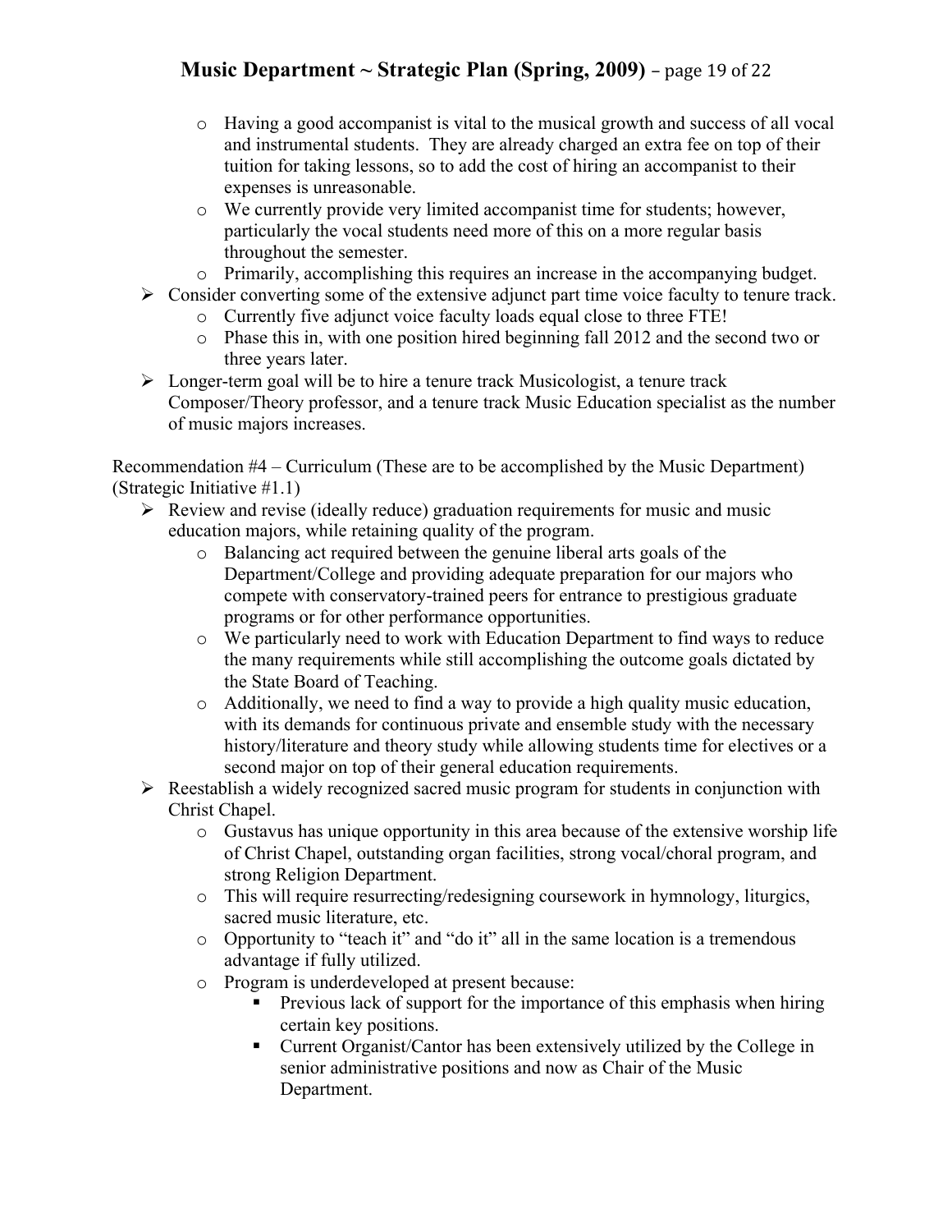- Having a good accompanist is vital to the musical growth and success of all vocal and instrumental students. They are already charged an extra fee on top of their tuition for taking lessons, so to add the cost of hiring an accompanist to their expenses is unreasonable.
  - We currently provide very limited accompanist time for students; however, particularly the vocal students need more of this on a more regular basis throughout the semester.
  - Primarily, accomplishing this requires an increase in the accompanying budget.
- Consider converting some of the extensive adjunct part time voice faculty to tenure track.
  - Currently five adjunct voice faculty loads equal close to three FTE!
  - Phase this in, with one position hired beginning fall 2012 and the second two or three years later.
- Longer-term goal will be to hire a tenure track Musicologist, a tenure track Composer/Theory professor, and a tenure track Music Education specialist as the number of music majors increases.

Recommendation #4 – Curriculum (These are to be accomplished by the Music Department) (Strategic Initiative #1.1)

- Review and revise (ideally reduce) graduation requirements for music and music education majors, while retaining quality of the program.
  - Balancing act required between the genuine liberal arts goals of the Department/College and providing adequate preparation for our majors who compete with conservatory-trained peers for entrance to prestigious graduate programs or for other performance opportunities.
  - We particularly need to work with Education Department to find ways to reduce the many requirements while still accomplishing the outcome goals dictated by the State Board of Teaching.
  - Additionally, we need to find a way to provide a high quality music education, with its demands for continuous private and ensemble study with the necessary history/literature and theory study while allowing students time for electives or a second major on top of their general education requirements.
- Reestablish a widely recognized sacred music program for students in conjunction with Christ Chapel.
  - Gustavus has unique opportunity in this area because of the extensive worship life of Christ Chapel, outstanding organ facilities, strong vocal/choral program, and strong Religion Department.
  - This will require resurrecting/redesigning coursework in hymnology, liturgics, sacred music literature, etc.
  - Opportunity to "teach it" and "do it" all in the same location is a tremendous advantage if fully utilized.
  - Program is underdeveloped at present because:
    - Previous lack of support for the importance of this emphasis when hiring certain key positions.
    - Current Organist/Cantor has been extensively utilized by the College in senior administrative positions and now as Chair of the Music Department.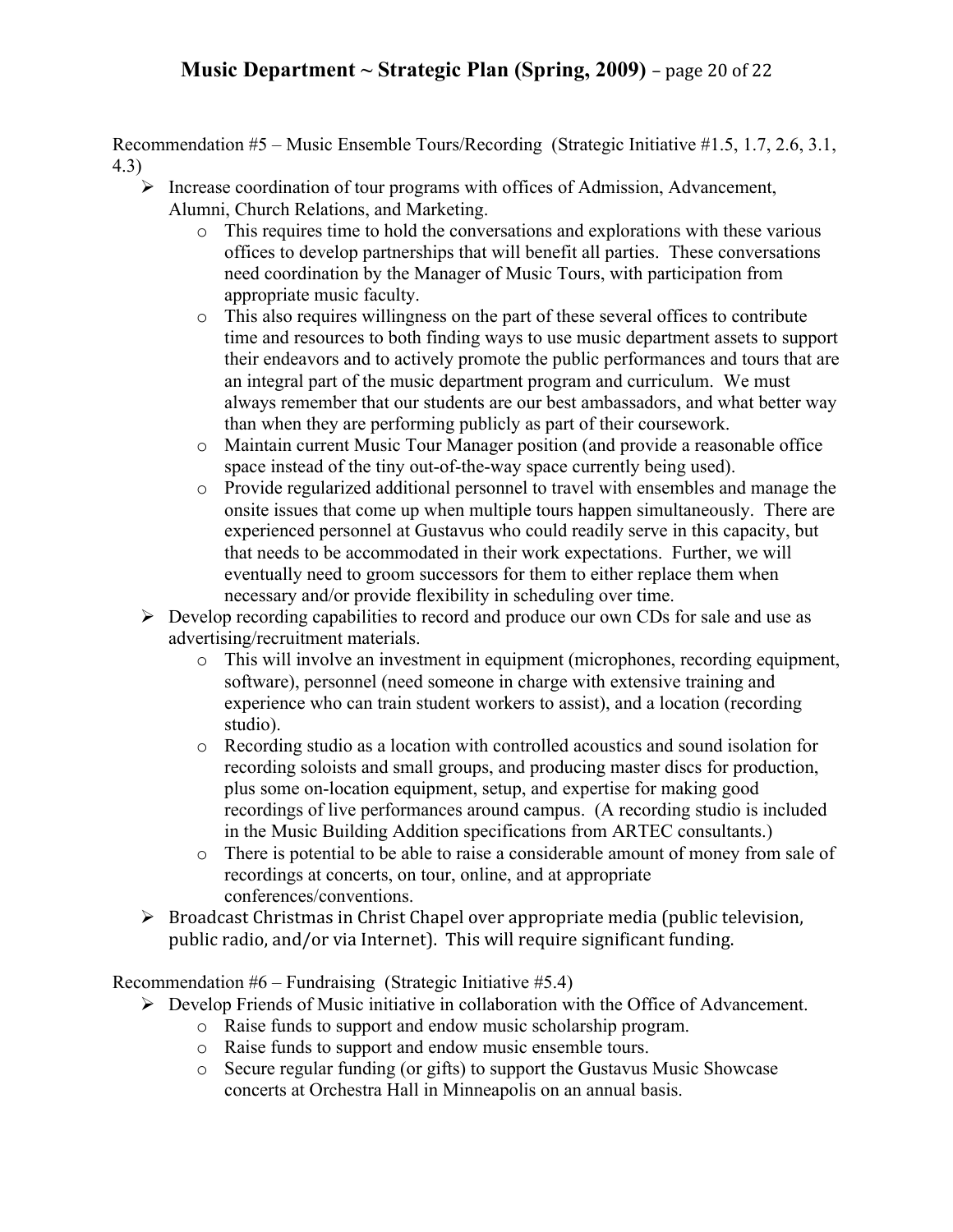Recommendation #5 – Music Ensemble Tours/Recording (Strategic Initiative #1.5, 1.7, 2.6, 3.1, 4.3)

- Increase coordination of tour programs with offices of Admission, Advancement, Alumni, Church Relations, and Marketing.
    - This requires time to hold the conversations and explorations with these various offices to develop partnerships that will benefit all parties. These conversations need coordination by the Manager of Music Tours, with participation from appropriate music faculty.
    - This also requires willingness on the part of these several offices to contribute time and resources to both finding ways to use music department assets to support their endeavors and to actively promote the public performances and tours that are an integral part of the music department program and curriculum. We must always remember that our students are our best ambassadors, and what better way than when they are performing publicly as part of their coursework.
    - Maintain current Music Tour Manager position (and provide a reasonable office space instead of the tiny out-of-the-way space currently being used).
    - Provide regularized additional personnel to travel with ensembles and manage the onsite issues that come up when multiple tours happen simultaneously. There are experienced personnel at Gustavus who could readily serve in this capacity, but that needs to be accommodated in their work expectations. Further, we will eventually need to groom successors for them to either replace them when necessary and/or provide flexibility in scheduling over time.
- Develop recording capabilities to record and produce our own CDs for sale and use as advertising/recruitment materials.
    - This will involve an investment in equipment (microphones, recording equipment, software), personnel (need someone in charge with extensive training and experience who can train student workers to assist), and a location (recording studio).
    - Recording studio as a location with controlled acoustics and sound isolation for recording soloists and small groups, and producing master discs for production, plus some on-location equipment, setup, and expertise for making good recordings of live performances around campus. (A recording studio is included in the Music Building Addition specifications from ARTEC consultants.)
    - There is potential to be able to raise a considerable amount of money from sale of recordings at concerts, on tour, online, and at appropriate conferences/conventions.
- Broadcast Christmas in Christ Chapel over appropriate media (public television, public radio, and/or via Internet). This will require significant funding.

Recommendation #6 – Fundraising (Strategic Initiative #5.4)

- Develop Friends of Music initiative in collaboration with the Office of Advancement.
    - Raise funds to support and endow music scholarship program.
    - Raise funds to support and endow music ensemble tours.
    - Secure regular funding (or gifts) to support the Gustavus Music Showcase concerts at Orchestra Hall in Minneapolis on an annual basis.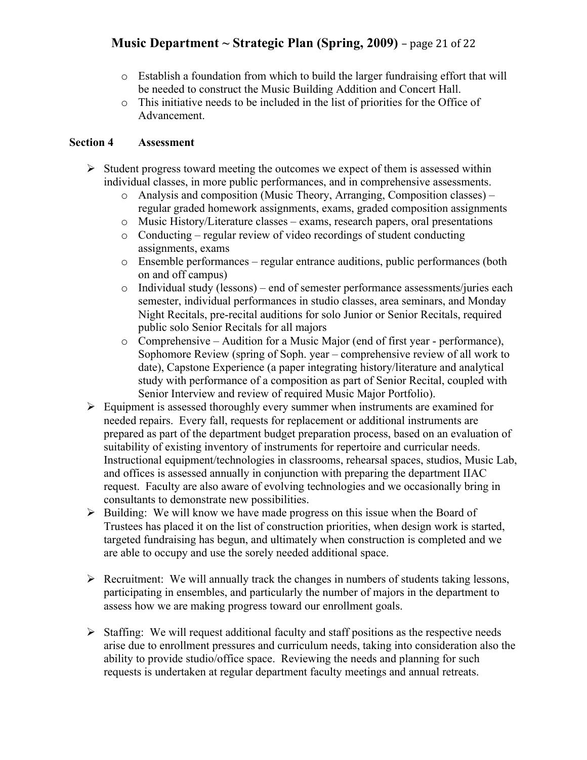- Establish a foundation from which to build the larger fundraising effort that will be needed to construct the Music Building Addition and Concert Hall.
  - This initiative needs to be included in the list of priorities for the Office of Advancement.

## Section 4 Assessment

- Student progress toward meeting the outcomes we expect of them is assessed within individual classes, in more public performances, and in comprehensive assessments.
  - Analysis and composition (Music Theory, Arranging, Composition classes) – regular graded homework assignments, exams, graded composition assignments
  - Music History/Literature classes – exams, research papers, oral presentations
  - Conducting – regular review of video recordings of student conducting assignments, exams
  - Ensemble performances – regular entrance auditions, public performances (both on and off campus)
  - Individual study (lessons) – end of semester performance assessments/juries each semester, individual performances in studio classes, area seminars, and Monday Night Recitals, pre-recital auditions for solo Junior or Senior Recitals, required public solo Senior Recitals for all majors
  - Comprehensive – Audition for a Music Major (end of first year - performance), Sophomore Review (spring of Soph. year – comprehensive review of all work to date), Capstone Experience (a paper integrating history/literature and analytical study with performance of a composition as part of Senior Recital, coupled with Senior Interview and review of required Music Major Portfolio).
- Equipment is assessed thoroughly every summer when instruments are examined for needed repairs. Every fall, requests for replacement or additional instruments are prepared as part of the department budget preparation process, based on an evaluation of suitability of existing inventory of instruments for repertoire and curricular needs. Instructional equipment/technologies in classrooms, rehearsal spaces, studios, Music Lab, and offices is assessed annually in conjunction with preparing the department IIAC request. Faculty are also aware of evolving technologies and we occasionally bring in consultants to demonstrate new possibilities.
- Building: We will know we have made progress on this issue when the Board of Trustees has placed it on the list of construction priorities, when design work is started, targeted fundraising has begun, and ultimately when construction is completed and we are able to occupy and use the sorely needed additional space.

- Recruitment: We will annually track the changes in numbers of students taking lessons, participating in ensembles, and particularly the number of majors in the department to assess how we are making progress toward our enrollment goals.

- Staffing: We will request additional faculty and staff positions as the respective needs arise due to enrollment pressures and curriculum needs, taking into consideration also the ability to provide studio/office space. Reviewing the needs and planning for such requests is undertaken at regular department faculty meetings and annual retreats.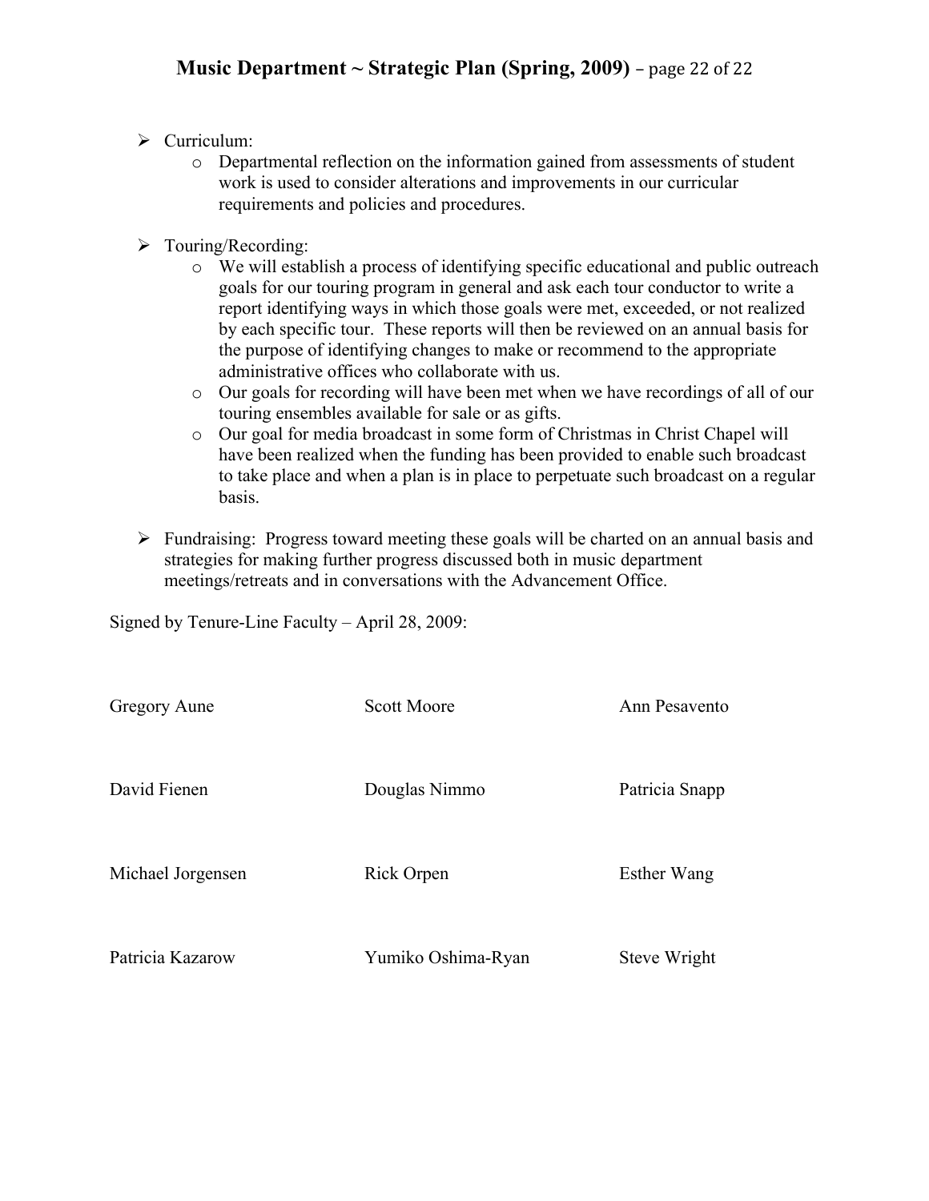- Curriculum:
  - Departmental reflection on the information gained from assessments of student work is used to consider alterations and improvements in our curricular requirements and policies and procedures.

- Touring/Recording:
  - We will establish a process of identifying specific educational and public outreach goals for our touring program in general and ask each tour conductor to write a report identifying ways in which those goals were met, exceeded, or not realized by each specific tour. These reports will then be reviewed on an annual basis for the purpose of identifying changes to make or recommend to the appropriate administrative offices who collaborate with us.
  - Our goals for recording will have been met when we have recordings of all of our touring ensembles available for sale or as gifts.
  - Our goal for media broadcast in some form of Christmas in Christ Chapel will have been realized when the funding has been provided to enable such broadcast to take place and when a plan is in place to perpetuate such broadcast on a regular basis.

- Fundraising: Progress toward meeting these goals will be charted on an annual basis and strategies for making further progress discussed both in music department meetings/retreats and in conversations with the Advancement Office.

Signed by Tenure-Line Faculty – April 28, 2009:

| | | |
|---|---|---|
| Gregory Aune | Scott Moore | Ann Pesavento |
| David Fienen | Douglas Nimmo | Patricia Snapp |
| Michael Jorgensen | Rick Orpen | Esther Wang |
| Patricia Kazarow | Yumiko Oshima-Ryan | Steve Wright |